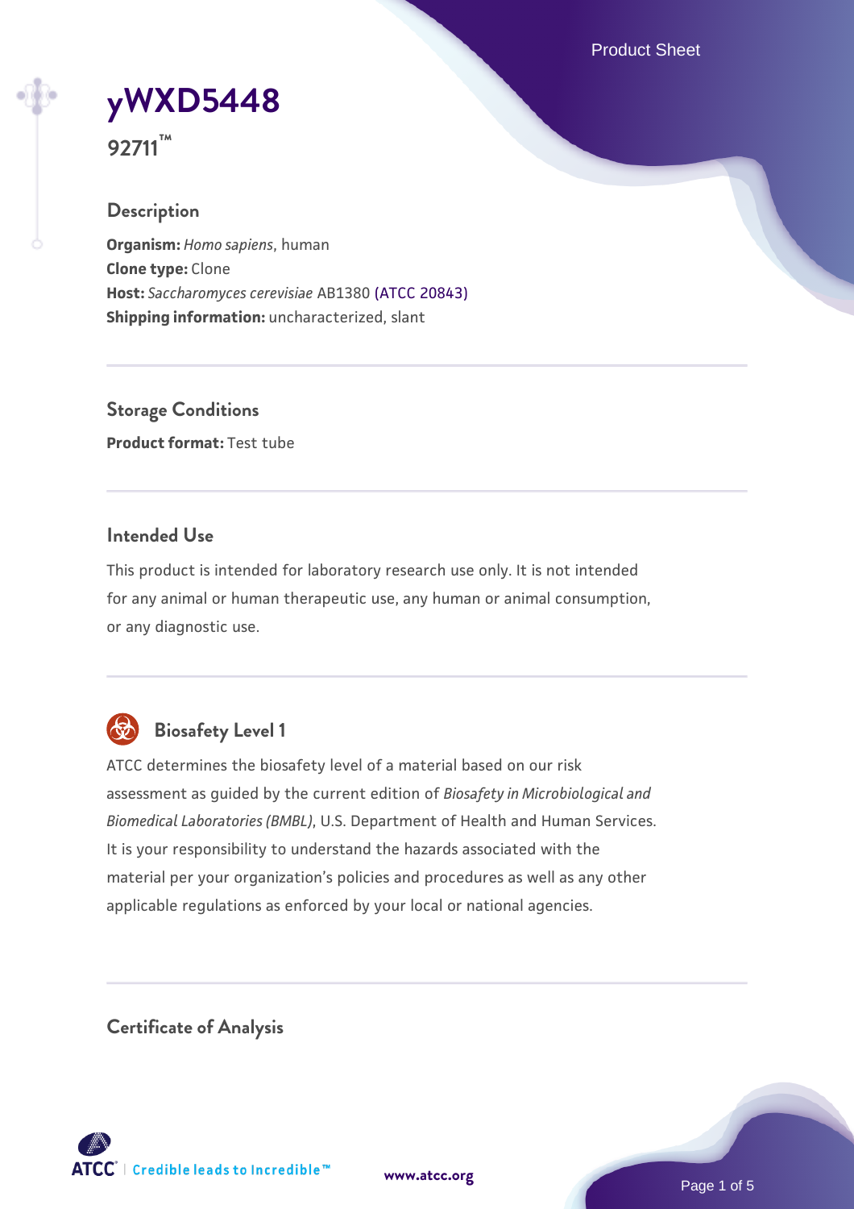# yWXD5448

**92711™**

## Description

**Organism:** *Homo sapiens*, human
**Clone type:** Clone
**Host:** *Saccharomyces cerevisiae* AB1380 (ATCC 20843)
**Shipping information:** uncharacterized, slant

## Storage Conditions

**Product format:** Test tube

## Intended Use

This product is intended for laboratory research use only. It is not intended for any animal or human therapeutic use, any human or animal consumption, or any diagnostic use.

## Biosafety Level 1

ATCC determines the biosafety level of a material based on our risk assessment as guided by the current edition of *Biosafety in Microbiological and Biomedical Laboratories (BMBL)*, U.S. Department of Health and Human Services. It is your responsibility to understand the hazards associated with the material per your organization's policies and procedures as well as any other applicable regulations as enforced by your local or national agencies.

## Certificate of Analysis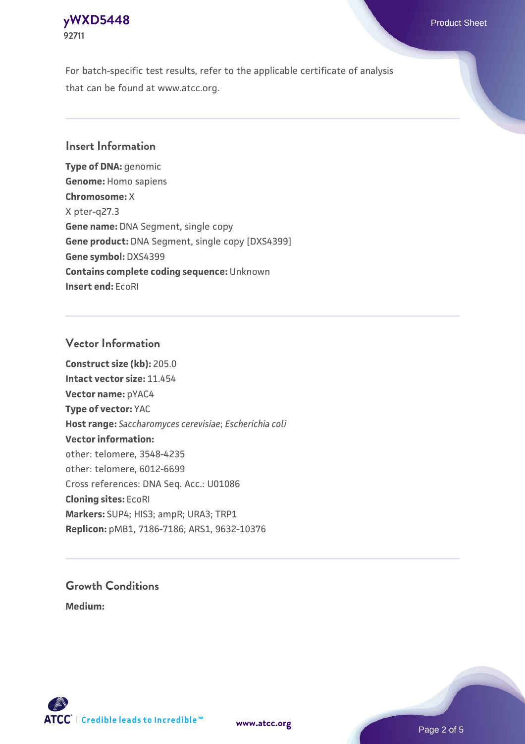For batch-specific test results, refer to the applicable certificate of analysis that can be found at www.atcc.org.

## Insert Information

**Type of DNA:** genomic
**Genome:** Homo sapiens
**Chromosome:** X
X pter-q27.3
**Gene name:** DNA Segment, single copy
**Gene product:** DNA Segment, single copy [DXS4399]
**Gene symbol:** DXS4399
**Contains complete coding sequence:** Unknown
**Insert end:** EcoRI

## Vector Information

**Construct size (kb):** 205.0
**Intact vector size:** 11.454
**Vector name:** pYAC4
**Type of vector:** YAC
**Host range:** *Saccharomyces cerevisiae*; *Escherichia coli*
**Vector information:**
other: telomere, 3548-4235
other: telomere, 6012-6699
Cross references: DNA Seq. Acc.: U01086
**Cloning sites:** EcoRI
**Markers:** SUP4; HIS3; ampR; URA3; TRP1
**Replicon:** pMB1, 7186-7186; ARS1, 9632-10376

## Growth Conditions

**Medium:**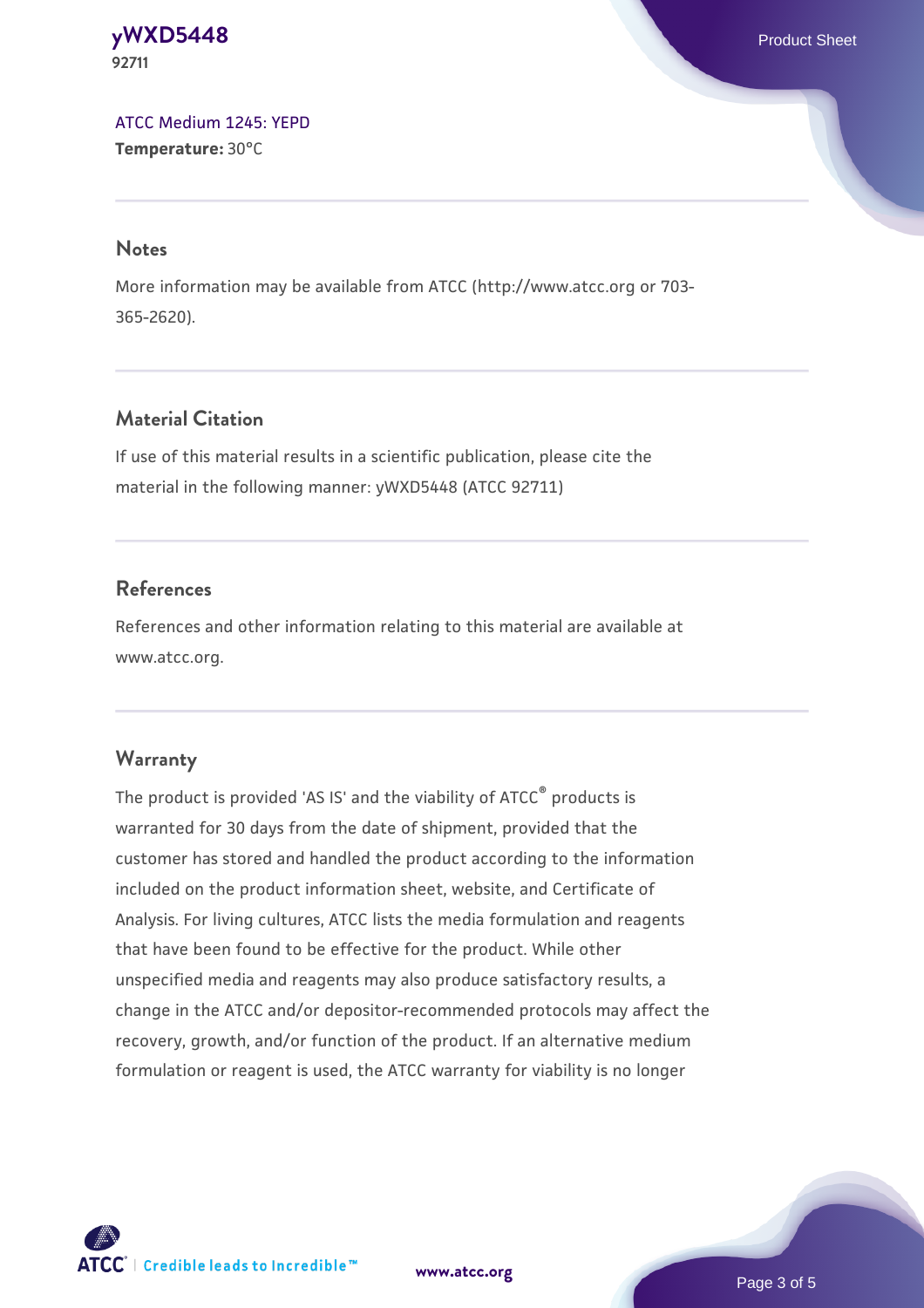ATCC Medium 1245: YEPD
**Temperature:** 30°C

## Notes

More information may be available from ATCC (http://www.atcc.org or 703-365-2620).

## Material Citation

If use of this material results in a scientific publication, please cite the material in the following manner: yWXD5448 (ATCC 92711)

## References

References and other information relating to this material are available at www.atcc.org.

## Warranty

The product is provided 'AS IS' and the viability of ATCC® products is warranted for 30 days from the date of shipment, provided that the customer has stored and handled the product according to the information included on the product information sheet, website, and Certificate of Analysis. For living cultures, ATCC lists the media formulation and reagents that have been found to be effective for the product. While other unspecified media and reagents may also produce satisfactory results, a change in the ATCC and/or depositor-recommended protocols may affect the recovery, growth, and/or function of the product. If an alternative medium formulation or reagent is used, the ATCC warranty for viability is no longer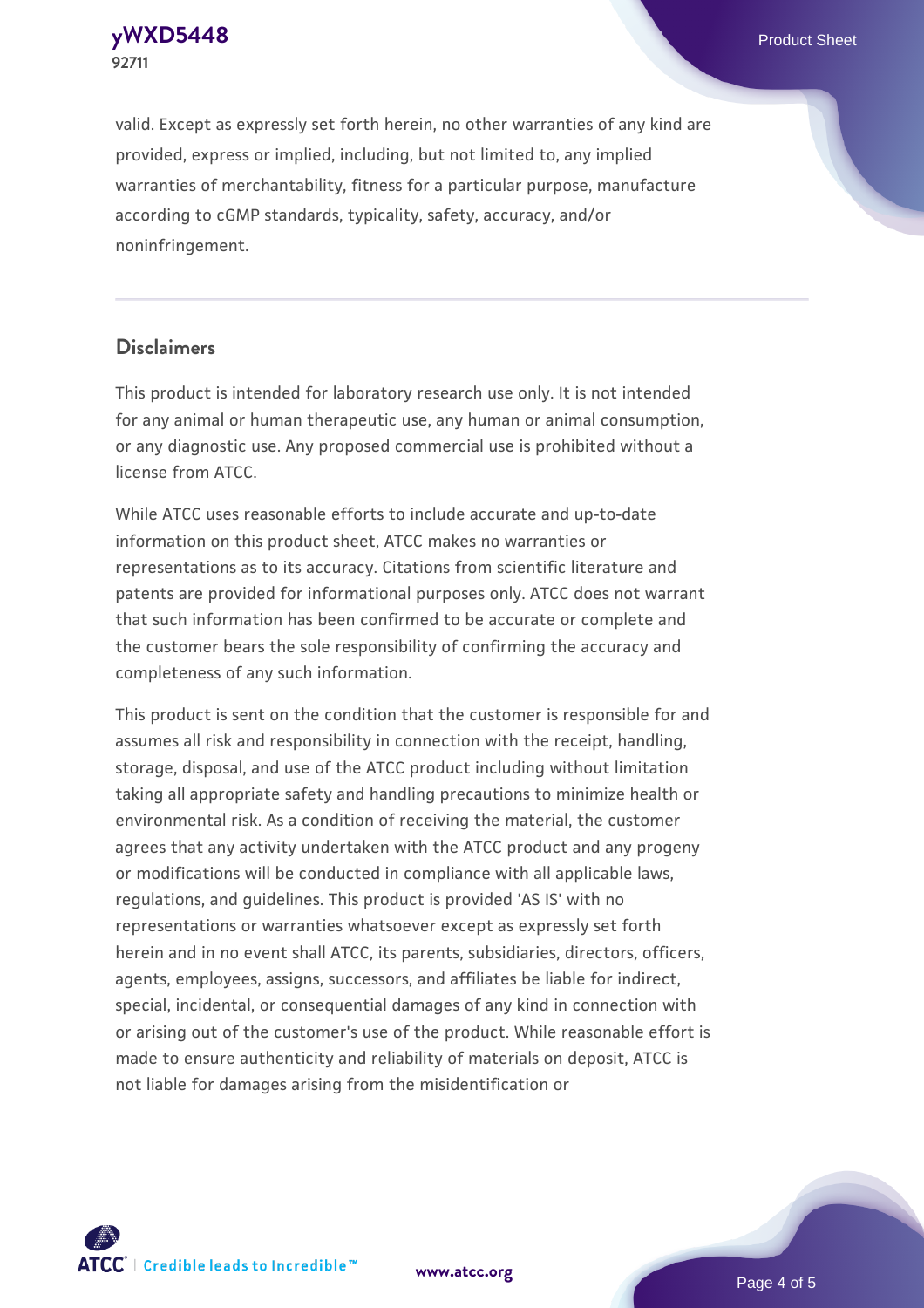valid. Except as expressly set forth herein, no other warranties of any kind are provided, express or implied, including, but not limited to, any implied warranties of merchantability, fitness for a particular purpose, manufacture according to cGMP standards, typicality, safety, accuracy, and/or noninfringement.

## Disclaimers

This product is intended for laboratory research use only. It is not intended for any animal or human therapeutic use, any human or animal consumption, or any diagnostic use. Any proposed commercial use is prohibited without a license from ATCC.

While ATCC uses reasonable efforts to include accurate and up-to-date information on this product sheet, ATCC makes no warranties or representations as to its accuracy. Citations from scientific literature and patents are provided for informational purposes only. ATCC does not warrant that such information has been confirmed to be accurate or complete and the customer bears the sole responsibility of confirming the accuracy and completeness of any such information.

This product is sent on the condition that the customer is responsible for and assumes all risk and responsibility in connection with the receipt, handling, storage, disposal, and use of the ATCC product including without limitation taking all appropriate safety and handling precautions to minimize health or environmental risk. As a condition of receiving the material, the customer agrees that any activity undertaken with the ATCC product and any progeny or modifications will be conducted in compliance with all applicable laws, regulations, and guidelines. This product is provided 'AS IS' with no representations or warranties whatsoever except as expressly set forth herein and in no event shall ATCC, its parents, subsidiaries, directors, officers, agents, employees, assigns, successors, and affiliates be liable for indirect, special, incidental, or consequential damages of any kind in connection with or arising out of the customer's use of the product. While reasonable effort is made to ensure authenticity and reliability of materials on deposit, ATCC is not liable for damages arising from the misidentification or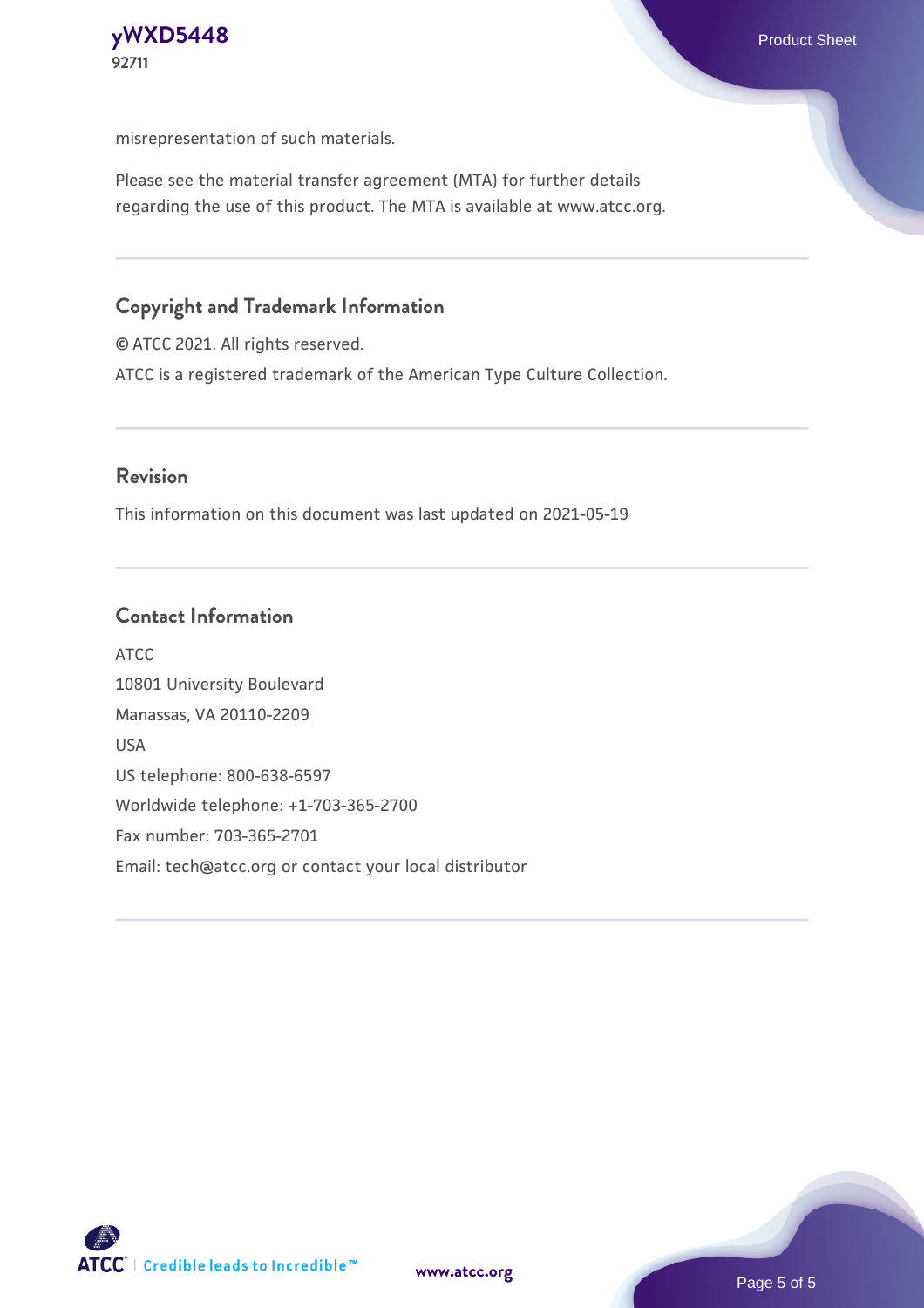misrepresentation of such materials.

Please see the material transfer agreement (MTA) for further details regarding the use of this product. The MTA is available at www.atcc.org.

## Copyright and Trademark Information

© ATCC 2021. All rights reserved.

ATCC is a registered trademark of the American Type Culture Collection.

## Revision

This information on this document was last updated on 2021-05-19

## Contact Information

ATCC
10801 University Boulevard
Manassas, VA 20110-2209
USA
US telephone: 800-638-6597
Worldwide telephone: +1-703-365-2700
Fax number: 703-365-2701
Email: tech@atcc.org or contact your local distributor